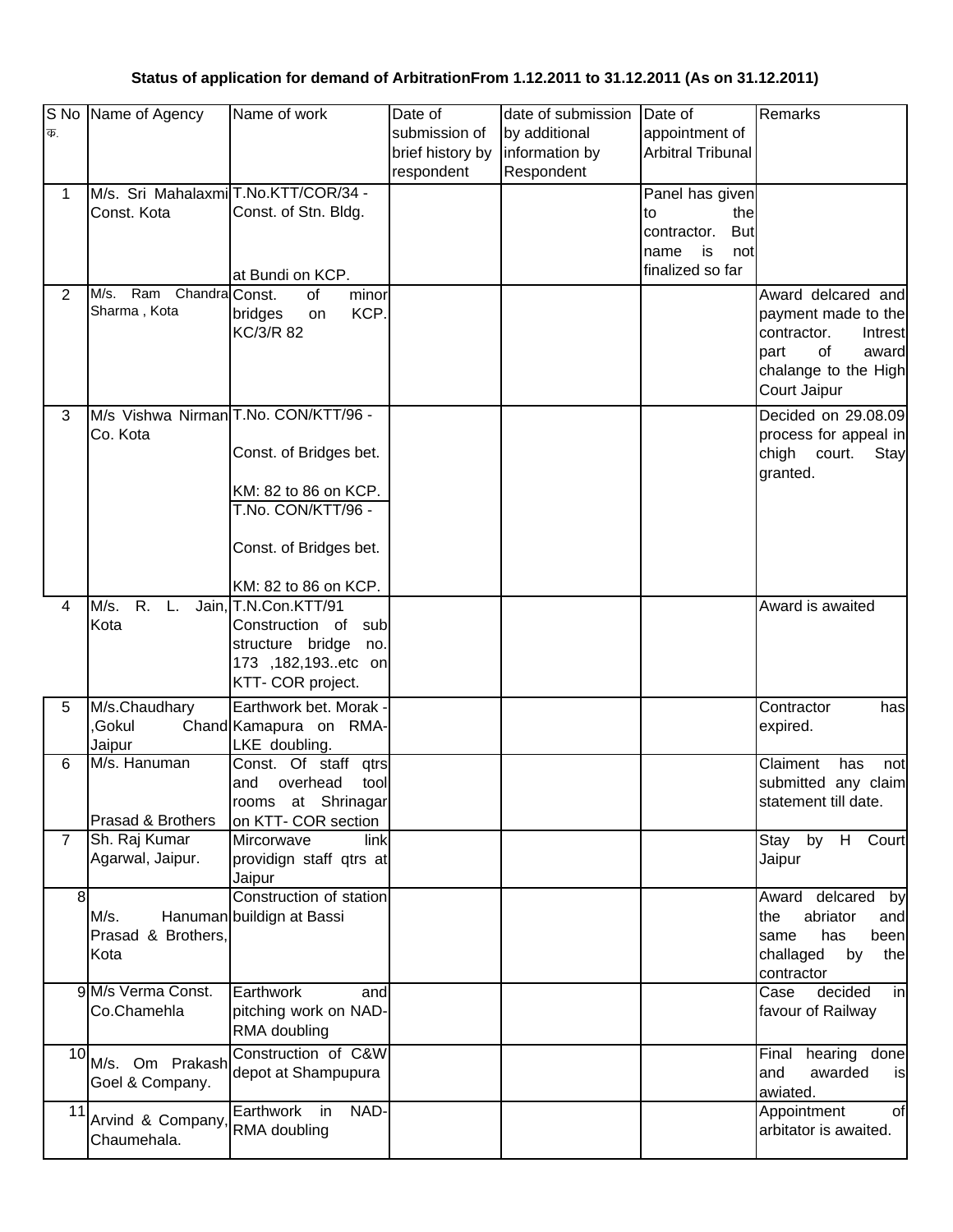**Status of application for demand of ArbitrationFrom 1.12.2011 to 31.12.2011 (As on 31.12.2011)**

| S No क. | Name of Agency | Name of work | Date of submission of brief history by respondent | date of submission by additional information by Respondent | Date of appointment of Arbitral Tribunal | Remarks |
|---|---|---|---|---|---|---|
| 1 | M/s. Sri Mahalaxmi Const. Kota | T.No.KTT/COR/34 - Const. of Stn. Bldg. at Bundi on KCP. | | | Panel has given to the contractor. But name is not finalized so far | |
| 2 | M/s. Ram Chandra Sharma , Kota | Const. of minor bridges on KCP. KC/3/R 82 | | | | Award delcared and payment made to the contractor. Intrest part of award chalange to the High Court Jaipur |
| 3 | M/s Vishwa Nirman Co. Kota | T.No. CON/KTT/96 - Const. of Bridges bet. KM: 82 to 86 on KCP. T.No. CON/KTT/96 - Const. of Bridges bet. KM: 82 to 86 on KCP. | | | | Decided on 29.08.09 process for appeal in chigh court. Stay granted. |
| 4 | M/s. R. L. Jain, Kota | T.N.Con.KTT/91 Construction of sub structure bridge no. 173 ,182,193..etc on KTT- COR project. | | | | Award is awaited |
| 5 | M/s.Chaudhary ,Gokul Chand Jaipur | Earthwork bet. Morak - Kamapura on RMA-LKE doubling. | | | | Contractor has expired. |
| 6 | M/s. Hanuman Prasad & Brothers | Const. Of staff qtrs and overhead tool rooms at Shrinagar on KTT- COR section | | | | Claiment has not submitted any claim statement till date. |
| 7 | Sh. Raj Kumar Agarwal, Jaipur. | Mircorwave link providign staff qtrs at Jaipur | | | | Stay by H Court Jaipur |
| 8 | M/s. Hanuman Prasad & Brothers, Kota | Construction of station buildign at Bassi | | | | Award delcared by the abriator and same has been challaged by the contractor |
| 9 | M/s Verma Const. Co.Chamehla | Earthwork and pitching work on NAD-RMA doubling | | | | Case decided in favour of Railway |
| 10 | M/s. Om Prakash Goel & Company. | Construction of C&W depot at Shampupura | | | | Final hearing done and awarded is awiated. |
| 11 | Arvind & Company, Chaumehala. | Earthwork in NAD-RMA doubling | | | | Appointment of arbitator is awaited. |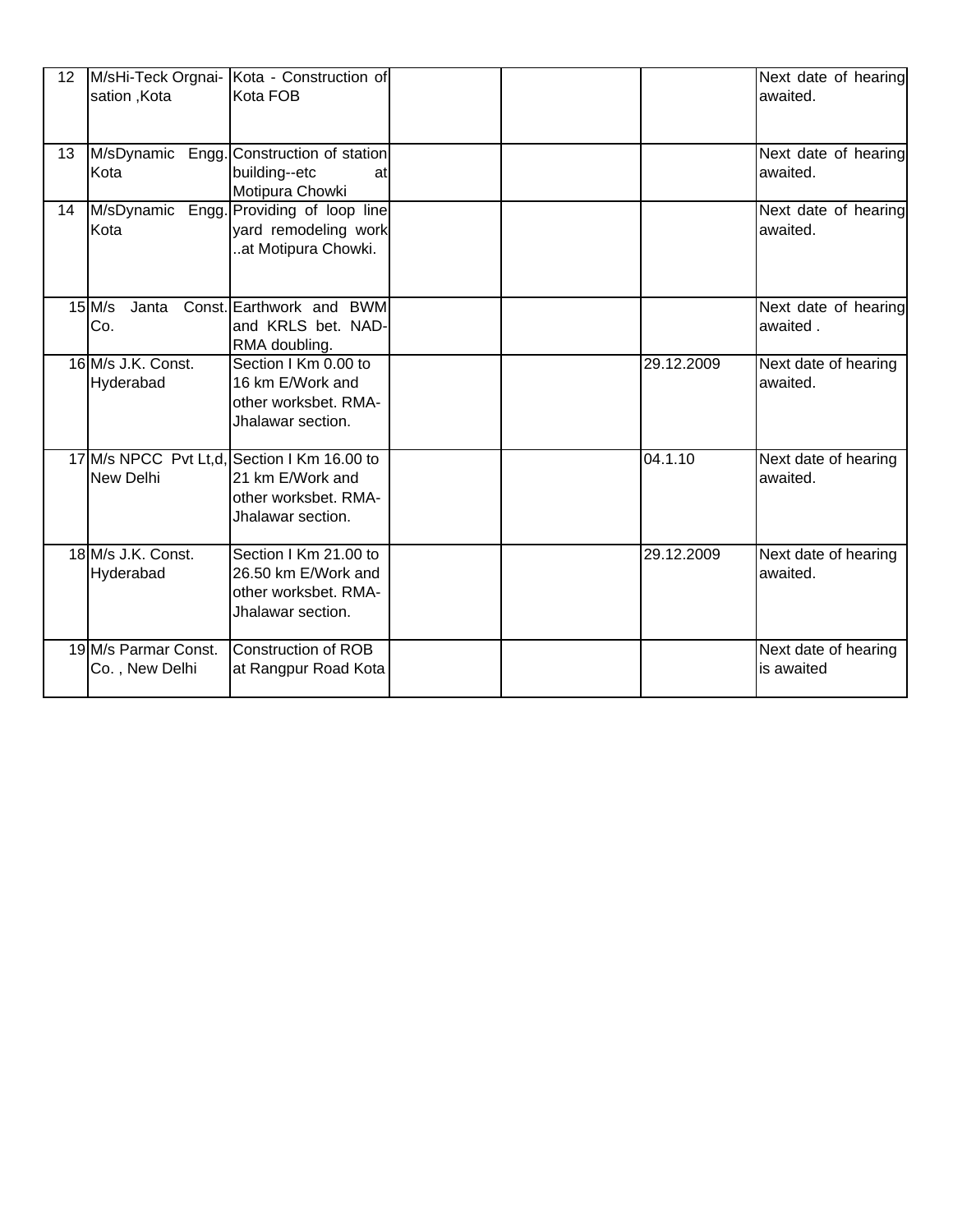| | | | | | | |
|---|---|---|---|---|---|---|
| 12 | M/sHi-Teck Orgnai-sation ,Kota | Kota - Construction of Kota FOB | | | | Next date of hearing awaited. |
| 13 | M/sDynamic Engg. Kota | Construction of station building--etc at Motipura Chowki | | | | Next date of hearing awaited. |
| 14 | M/sDynamic Engg. Kota | Providing of loop line yard remodeling work ..at Motipura Chowki. | | | | Next date of hearing awaited. |
| 15 | M/s Janta Const. Co. | Earthwork and BWM and KRLS bet. NAD-RMA doubling. | | | | Next date of hearing awaited . |
| 16 | M/s J.K. Const. Hyderabad | Section I Km 0.00 to 16 km E/Work and other worksbet. RMA-Jhalawar section. | | | 29.12.2009 | Next date of hearing awaited. |
| 17 | M/s NPCC Pvt Lt,d, New Delhi | Section I Km 16.00 to 21 km E/Work and other worksbet. RMA-Jhalawar section. | | | 04.1.10 | Next date of hearing awaited. |
| 18 | M/s J.K. Const. Hyderabad | Section I Km 21.00 to 26.50 km E/Work and other worksbet. RMA-Jhalawar section. | | | 29.12.2009 | Next date of hearing awaited. |
| 19 | M/s Parmar Const. Co. , New Delhi | Construction of ROB at Rangpur Road Kota | | | | Next date of hearing is awaited |